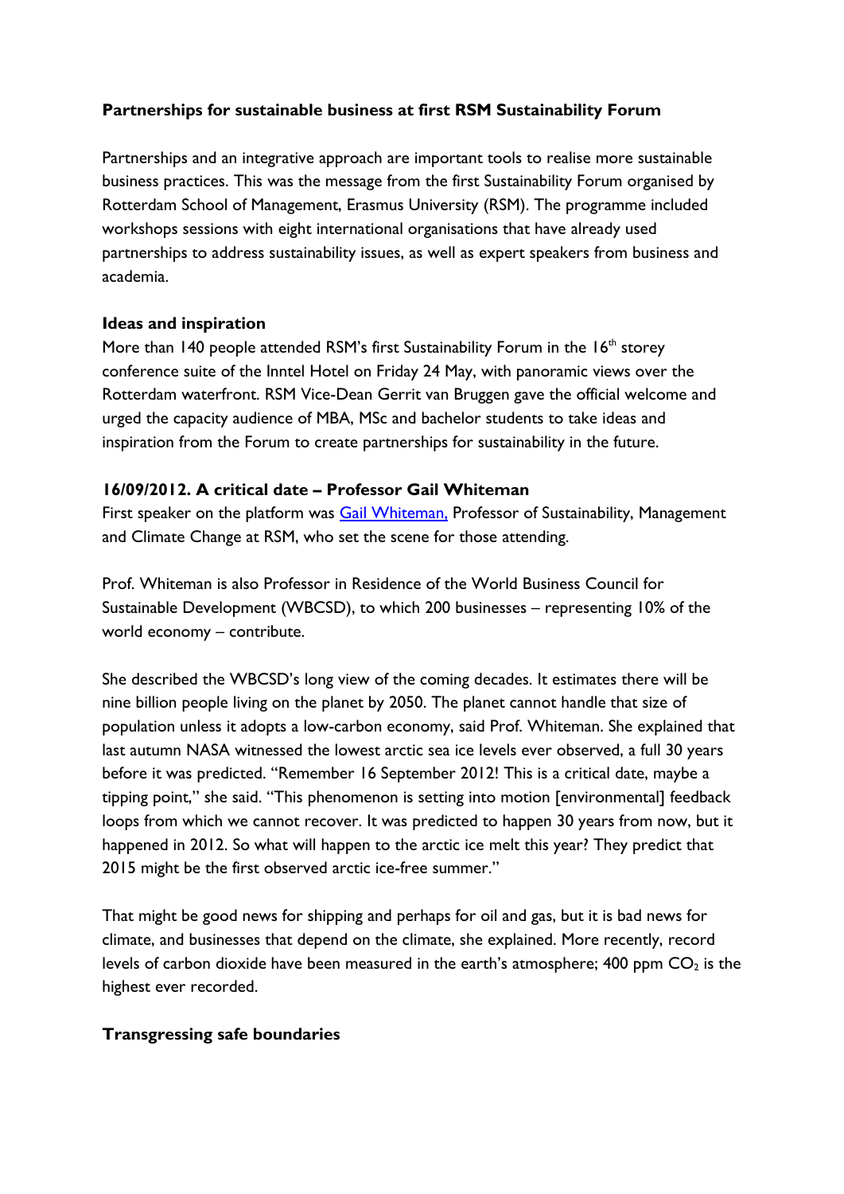## Partnerships for sustainable business at first RSM Sustainability Forum

Partnerships and an integrative approach are important tools to realise more sustainable business practices. This was the message from the first Sustainability Forum organised by Rotterdam School of Management, Erasmus University (RSM). The programme included workshops sessions with eight international organisations that have already used partnerships to address sustainability issues, as well as expert speakers from business and academia.

### Ideas and inspiration

More than 140 people attended RSM's first Sustainability Forum in the 16th storey conference suite of the Inntel Hotel on Friday 24 May, with panoramic views over the Rotterdam waterfront. RSM Vice-Dean Gerrit van Bruggen gave the official welcome and urged the capacity audience of MBA, MSc and bachelor students to take ideas and inspiration from the Forum to create partnerships for sustainability in the future.

### 16/09/2012. A critical date – Professor Gail Whiteman

First speaker on the platform was Gail Whiteman, Professor of Sustainability, Management and Climate Change at RSM, who set the scene for those attending.

Prof. Whiteman is also Professor in Residence of the World Business Council for Sustainable Development (WBCSD), to which 200 businesses – representing 10% of the world economy – contribute.

She described the WBCSD's long view of the coming decades. It estimates there will be nine billion people living on the planet by 2050. The planet cannot handle that size of population unless it adopts a low-carbon economy, said Prof. Whiteman. She explained that last autumn NASA witnessed the lowest arctic sea ice levels ever observed, a full 30 years before it was predicted. "Remember 16 September 2012! This is a critical date, maybe a tipping point," she said. "This phenomenon is setting into motion [environmental] feedback loops from which we cannot recover. It was predicted to happen 30 years from now, but it happened in 2012. So what will happen to the arctic ice melt this year? They predict that 2015 might be the first observed arctic ice-free summer."

That might be good news for shipping and perhaps for oil and gas, but it is bad news for climate, and businesses that depend on the climate, she explained. More recently, record levels of carbon dioxide have been measured in the earth's atmosphere; 400 ppm $CO_2$ is the highest ever recorded.

### Transgressing safe boundaries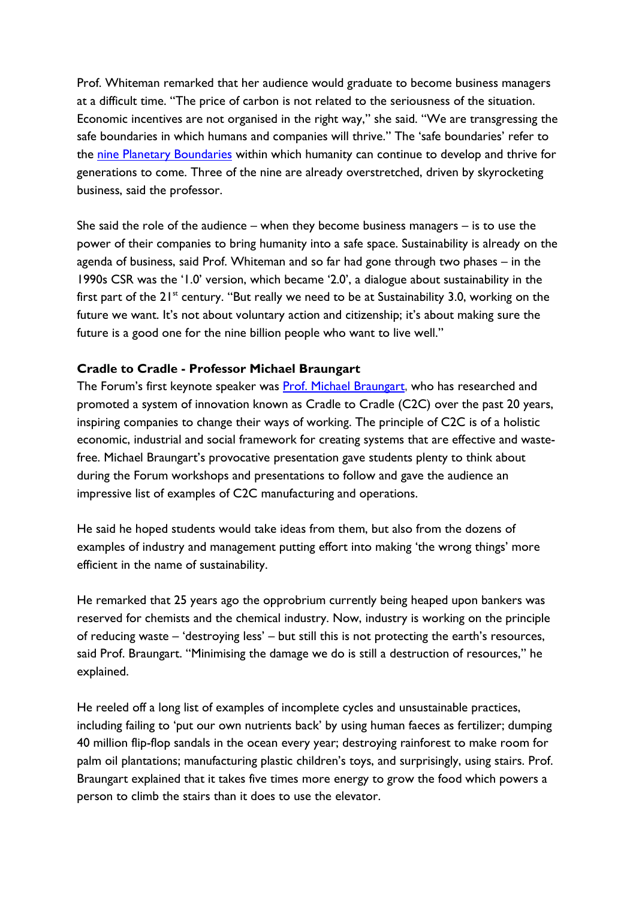Prof. Whiteman remarked that her audience would graduate to become business managers at a difficult time. "The price of carbon is not related to the seriousness of the situation. Economic incentives are not organised in the right way," she said. "We are transgressing the safe boundaries in which humans and companies will thrive." The 'safe boundaries' refer to the nine Planetary Boundaries within which humanity can continue to develop and thrive for generations to come. Three of the nine are already overstretched, driven by skyrocketing business, said the professor.

She said the role of the audience – when they become business managers – is to use the power of their companies to bring humanity into a safe space. Sustainability is already on the agenda of business, said Prof. Whiteman and so far had gone through two phases – in the 1990s CSR was the '1.0' version, which became '2.0', a dialogue about sustainability in the first part of the 21st century. "But really we need to be at Sustainability 3.0, working on the future we want. It's not about voluntary action and citizenship; it's about making sure the future is a good one for the nine billion people who want to live well."

**Cradle to Cradle - Professor Michael Braungart**

The Forum's first keynote speaker was Prof. Michael Braungart, who has researched and promoted a system of innovation known as Cradle to Cradle (C2C) over the past 20 years, inspiring companies to change their ways of working. The principle of C2C is of a holistic economic, industrial and social framework for creating systems that are effective and waste-free. Michael Braungart's provocative presentation gave students plenty to think about during the Forum workshops and presentations to follow and gave the audience an impressive list of examples of C2C manufacturing and operations.

He said he hoped students would take ideas from them, but also from the dozens of examples of industry and management putting effort into making 'the wrong things' more efficient in the name of sustainability.

He remarked that 25 years ago the opprobrium currently being heaped upon bankers was reserved for chemists and the chemical industry. Now, industry is working on the principle of reducing waste – 'destroying less' – but still this is not protecting the earth's resources, said Prof. Braungart. "Minimising the damage we do is still a destruction of resources," he explained.

He reeled off a long list of examples of incomplete cycles and unsustainable practices, including failing to 'put our own nutrients back' by using human faeces as fertilizer; dumping 40 million flip-flop sandals in the ocean every year; destroying rainforest to make room for palm oil plantations; manufacturing plastic children's toys, and surprisingly, using stairs. Prof. Braungart explained that it takes five times more energy to grow the food which powers a person to climb the stairs than it does to use the elevator.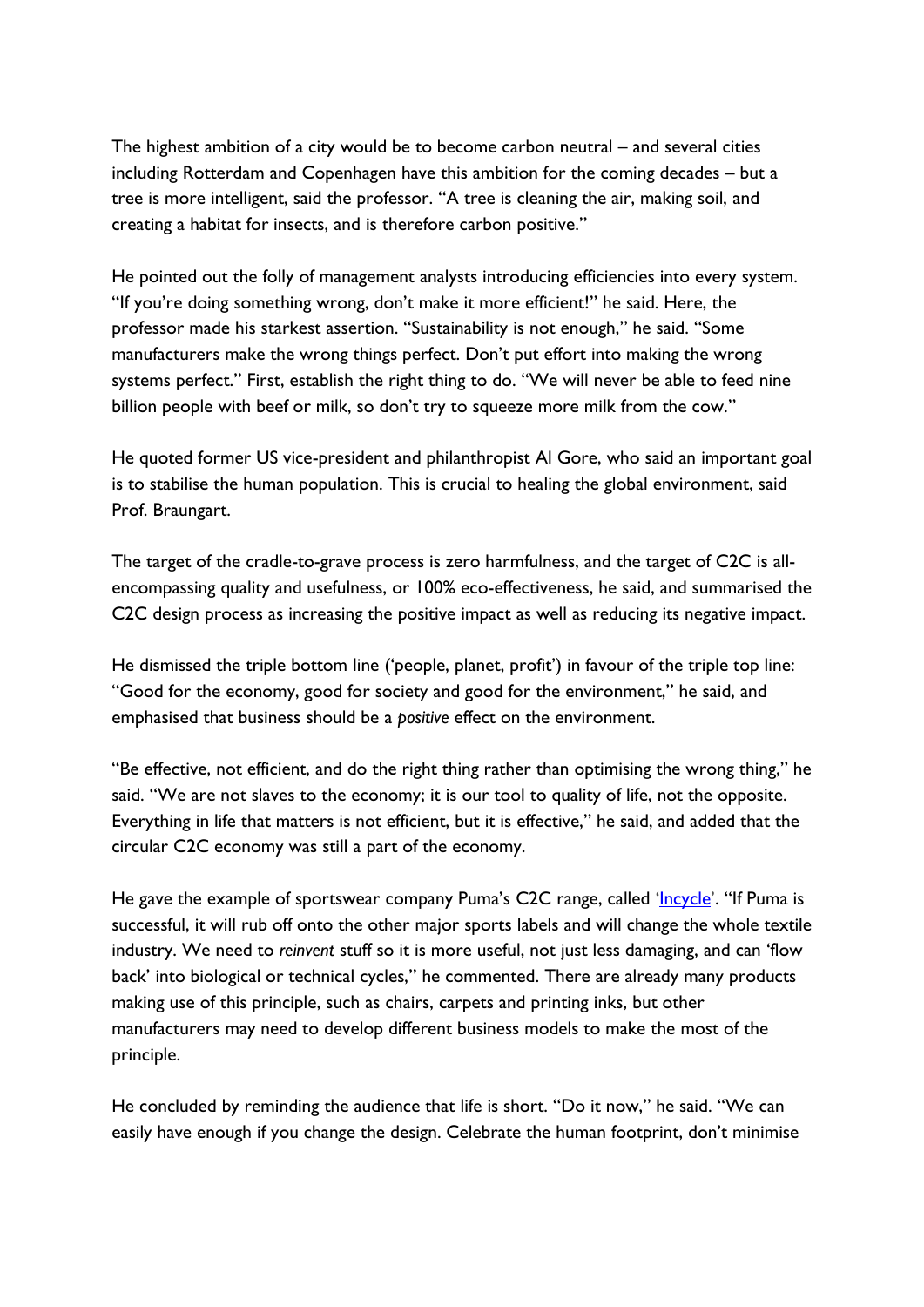The highest ambition of a city would be to become carbon neutral – and several cities including Rotterdam and Copenhagen have this ambition for the coming decades – but a tree is more intelligent, said the professor. "A tree is cleaning the air, making soil, and creating a habitat for insects, and is therefore carbon positive."

He pointed out the folly of management analysts introducing efficiencies into every system. "If you're doing something wrong, don't make it more efficient!" he said. Here, the professor made his starkest assertion. "Sustainability is not enough," he said. "Some manufacturers make the wrong things perfect. Don't put effort into making the wrong systems perfect." First, establish the right thing to do. "We will never be able to feed nine billion people with beef or milk, so don't try to squeeze more milk from the cow."

He quoted former US vice-president and philanthropist Al Gore, who said an important goal is to stabilise the human population. This is crucial to healing the global environment, said Prof. Braungart.

The target of the cradle-to-grave process is zero harmfulness, and the target of C2C is all-encompassing quality and usefulness, or 100% eco-effectiveness, he said, and summarised the C2C design process as increasing the positive impact as well as reducing its negative impact.

He dismissed the triple bottom line ('people, planet, profit') in favour of the triple top line: "Good for the economy, good for society and good for the environment," he said, and emphasised that business should be a *positive* effect on the environment.

"Be effective, not efficient, and do the right thing rather than optimising the wrong thing," he said. "We are not slaves to the economy; it is our tool to quality of life, not the opposite. Everything in life that matters is not efficient, but it is effective," he said, and added that the circular C2C economy was still a part of the economy.

He gave the example of sportswear company Puma's C2C range, called 'Incycle'. "If Puma is successful, it will rub off onto the other major sports labels and will change the whole textile industry. We need to *reinvent* stuff so it is more useful, not just less damaging, and can 'flow back' into biological or technical cycles," he commented. There are already many products making use of this principle, such as chairs, carpets and printing inks, but other manufacturers may need to develop different business models to make the most of the principle.

He concluded by reminding the audience that life is short. "Do it now," he said. "We can easily have enough if you change the design. Celebrate the human footprint, don't minimise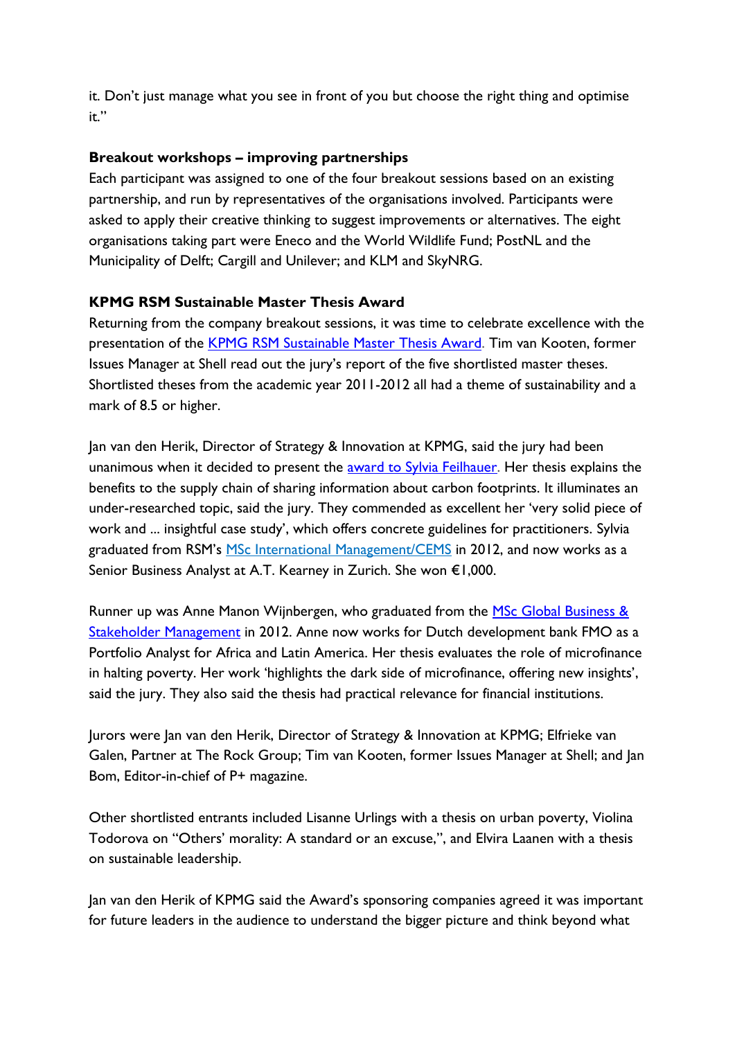it. Don't just manage what you see in front of you but choose the right thing and optimise it."

**Breakout workshops – improving partnerships**

Each participant was assigned to one of the four breakout sessions based on an existing partnership, and run by representatives of the organisations involved. Participants were asked to apply their creative thinking to suggest improvements or alternatives. The eight organisations taking part were Eneco and the World Wildlife Fund; PostNL and the Municipality of Delft; Cargill and Unilever; and KLM and SkyNRG.

**KPMG RSM Sustainable Master Thesis Award**

Returning from the company breakout sessions, it was time to celebrate excellence with the presentation of the KPMG RSM Sustainable Master Thesis Award. Tim van Kooten, former Issues Manager at Shell read out the jury's report of the five shortlisted master theses. Shortlisted theses from the academic year 2011-2012 all had a theme of sustainability and a mark of 8.5 or higher.

Jan van den Herik, Director of Strategy & Innovation at KPMG, said the jury had been unanimous when it decided to present the award to Sylvia Feilhauer. Her thesis explains the benefits to the supply chain of sharing information about carbon footprints. It illuminates an under-researched topic, said the jury. They commended as excellent her 'very solid piece of work and ... insightful case study', which offers concrete guidelines for practitioners. Sylvia graduated from RSM's MSc International Management/CEMS in 2012, and now works as a Senior Business Analyst at A.T. Kearney in Zurich. She won €1,000.

Runner up was Anne Manon Wijnbergen, who graduated from the MSc Global Business & Stakeholder Management in 2012. Anne now works for Dutch development bank FMO as a Portfolio Analyst for Africa and Latin America. Her thesis evaluates the role of microfinance in halting poverty. Her work 'highlights the dark side of microfinance, offering new insights', said the jury. They also said the thesis had practical relevance for financial institutions.

Jurors were Jan van den Herik, Director of Strategy & Innovation at KPMG; Elfrieke van Galen, Partner at The Rock Group; Tim van Kooten, former Issues Manager at Shell; and Jan Bom, Editor-in-chief of P+ magazine.

Other shortlisted entrants included Lisanne Urlings with a thesis on urban poverty, Violina Todorova on "Others' morality: A standard or an excuse,", and Elvira Laanen with a thesis on sustainable leadership.

Jan van den Herik of KPMG said the Award's sponsoring companies agreed it was important for future leaders in the audience to understand the bigger picture and think beyond what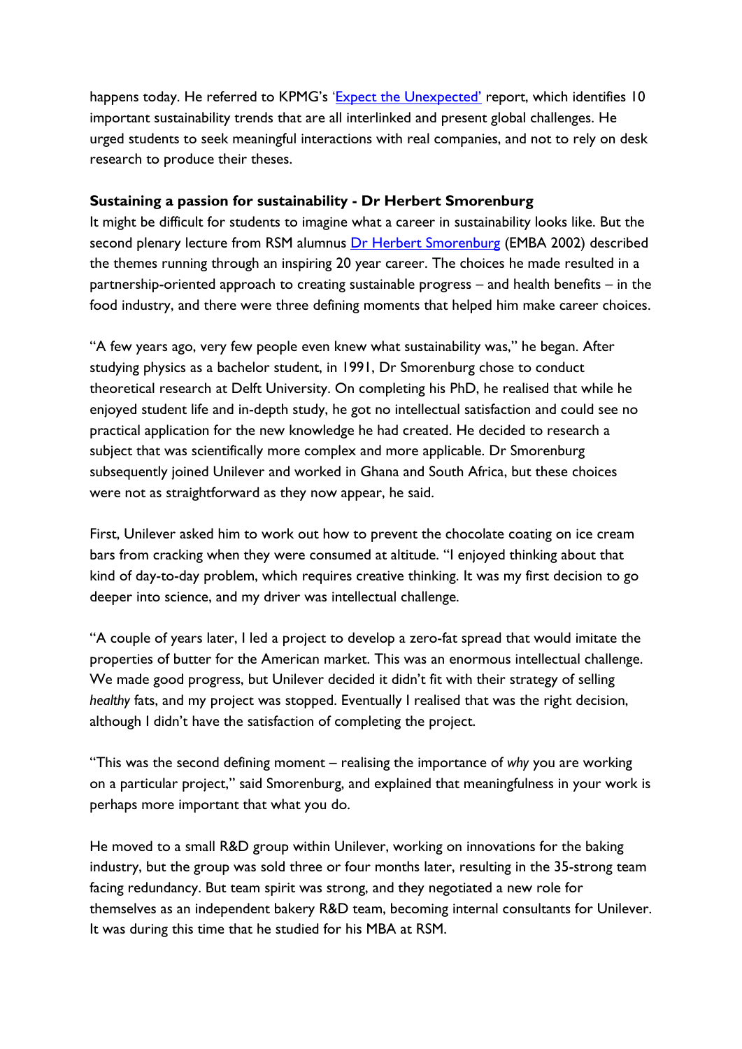happens today. He referred to KPMG's 'Expect the Unexpected' report, which identifies 10 important sustainability trends that are all interlinked and present global challenges. He urged students to seek meaningful interactions with real companies, and not to rely on desk research to produce their theses.

**Sustaining a passion for sustainability - Dr Herbert Smorenburg**

It might be difficult for students to imagine what a career in sustainability looks like. But the second plenary lecture from RSM alumnus Dr Herbert Smorenburg (EMBA 2002) described the themes running through an inspiring 20 year career. The choices he made resulted in a partnership-oriented approach to creating sustainable progress – and health benefits – in the food industry, and there were three defining moments that helped him make career choices.

"A few years ago, very few people even knew what sustainability was," he began. After studying physics as a bachelor student, in 1991, Dr Smorenburg chose to conduct theoretical research at Delft University. On completing his PhD, he realised that while he enjoyed student life and in-depth study, he got no intellectual satisfaction and could see no practical application for the new knowledge he had created. He decided to research a subject that was scientifically more complex and more applicable. Dr Smorenburg subsequently joined Unilever and worked in Ghana and South Africa, but these choices were not as straightforward as they now appear, he said.

First, Unilever asked him to work out how to prevent the chocolate coating on ice cream bars from cracking when they were consumed at altitude. "I enjoyed thinking about that kind of day-to-day problem, which requires creative thinking. It was my first decision to go deeper into science, and my driver was intellectual challenge.

"A couple of years later, I led a project to develop a zero-fat spread that would imitate the properties of butter for the American market. This was an enormous intellectual challenge. We made good progress, but Unilever decided it didn't fit with their strategy of selling *healthy* fats, and my project was stopped. Eventually I realised that was the right decision, although I didn't have the satisfaction of completing the project.

"This was the second defining moment – realising the importance of *why* you are working on a particular project," said Smorenburg, and explained that meaningfulness in your work is perhaps more important that what you do.

He moved to a small R&D group within Unilever, working on innovations for the baking industry, but the group was sold three or four months later, resulting in the 35-strong team facing redundancy. But team spirit was strong, and they negotiated a new role for themselves as an independent bakery R&D team, becoming internal consultants for Unilever. It was during this time that he studied for his MBA at RSM.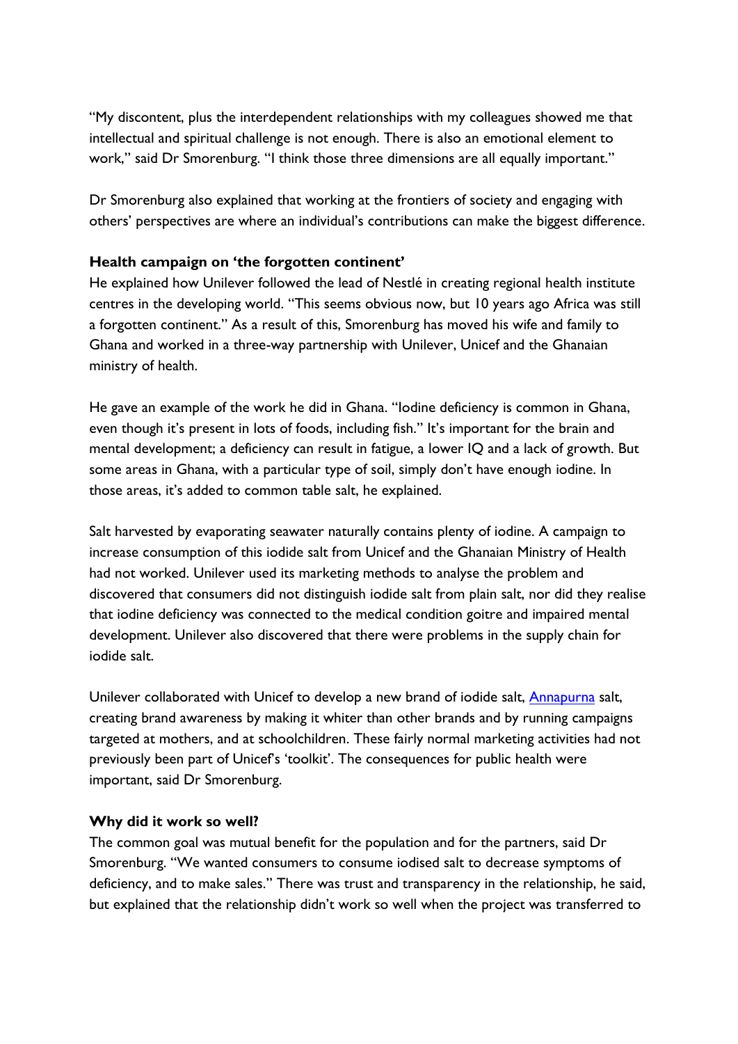"My discontent, plus the interdependent relationships with my colleagues showed me that intellectual and spiritual challenge is not enough. There is also an emotional element to work," said Dr Smorenburg. "I think those three dimensions are all equally important."

Dr Smorenburg also explained that working at the frontiers of society and engaging with others' perspectives are where an individual's contributions can make the biggest difference.

**Health campaign on 'the forgotten continent'**

He explained how Unilever followed the lead of Nestlé in creating regional health institute centres in the developing world. "This seems obvious now, but 10 years ago Africa was still a forgotten continent." As a result of this, Smorenburg has moved his wife and family to Ghana and worked in a three-way partnership with Unilever, Unicef and the Ghanaian ministry of health.

He gave an example of the work he did in Ghana. "Iodine deficiency is common in Ghana, even though it's present in lots of foods, including fish." It's important for the brain and mental development; a deficiency can result in fatigue, a lower IQ and a lack of growth. But some areas in Ghana, with a particular type of soil, simply don't have enough iodine. In those areas, it's added to common table salt, he explained.

Salt harvested by evaporating seawater naturally contains plenty of iodine. A campaign to increase consumption of this iodide salt from Unicef and the Ghanaian Ministry of Health had not worked. Unilever used its marketing methods to analyse the problem and discovered that consumers did not distinguish iodide salt from plain salt, nor did they realise that iodine deficiency was connected to the medical condition goitre and impaired mental development. Unilever also discovered that there were problems in the supply chain for iodide salt.

Unilever collaborated with Unicef to develop a new brand of iodide salt, Annapurna salt, creating brand awareness by making it whiter than other brands and by running campaigns targeted at mothers, and at schoolchildren. These fairly normal marketing activities had not previously been part of Unicef's 'toolkit'. The consequences for public health were important, said Dr Smorenburg.

**Why did it work so well?**

The common goal was mutual benefit for the population and for the partners, said Dr Smorenburg. "We wanted consumers to consume iodised salt to decrease symptoms of deficiency, and to make sales." There was trust and transparency in the relationship, he said, but explained that the relationship didn't work so well when the project was transferred to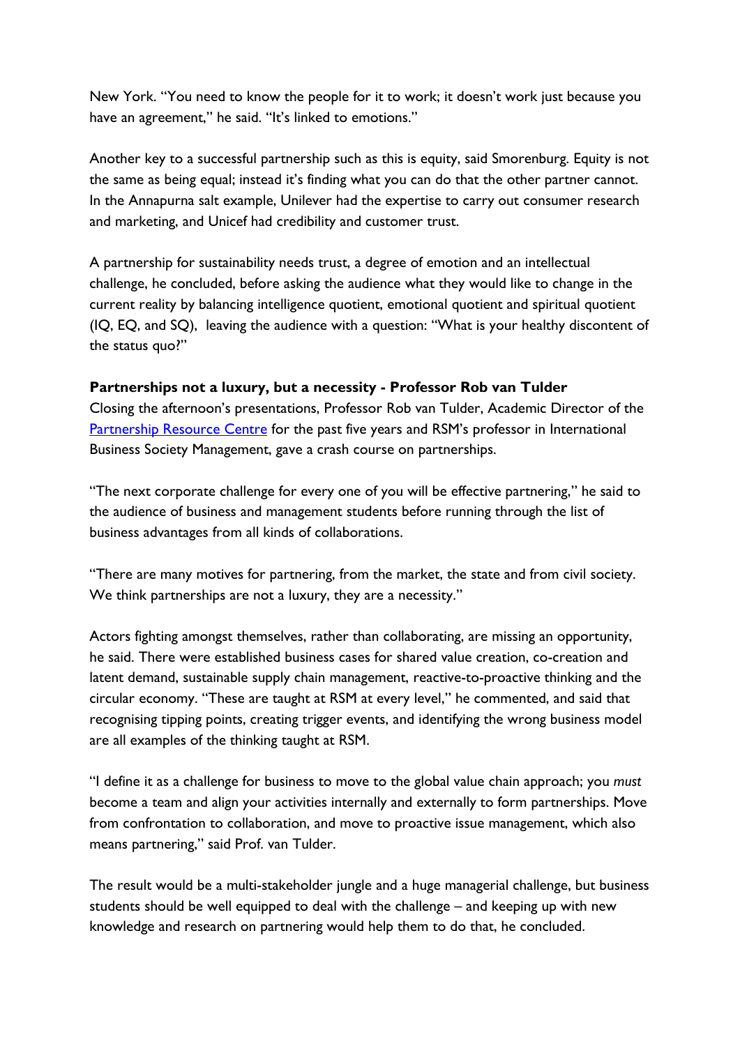New York. "You need to know the people for it to work; it doesn't work just because you have an agreement," he said. "It's linked to emotions."

Another key to a successful partnership such as this is equity, said Smorenburg. Equity is not the same as being equal; instead it's finding what you can do that the other partner cannot. In the Annapurna salt example, Unilever had the expertise to carry out consumer research and marketing, and Unicef had credibility and customer trust.

A partnership for sustainability needs trust, a degree of emotion and an intellectual challenge, he concluded, before asking the audience what they would like to change in the current reality by balancing intelligence quotient, emotional quotient and spiritual quotient (IQ, EQ, and SQ), leaving the audience with a question: "What is your healthy discontent of the status quo?"

**Partnerships not a luxury, but a necessity - Professor Rob van Tulder**

Closing the afternoon's presentations, Professor Rob van Tulder, Academic Director of the Partnership Resource Centre for the past five years and RSM's professor in International Business Society Management, gave a crash course on partnerships.

"The next corporate challenge for every one of you will be effective partnering," he said to the audience of business and management students before running through the list of business advantages from all kinds of collaborations.

"There are many motives for partnering, from the market, the state and from civil society. We think partnerships are not a luxury, they are a necessity."

Actors fighting amongst themselves, rather than collaborating, are missing an opportunity, he said. There were established business cases for shared value creation, co-creation and latent demand, sustainable supply chain management, reactive-to-proactive thinking and the circular economy. "These are taught at RSM at every level," he commented, and said that recognising tipping points, creating trigger events, and identifying the wrong business model are all examples of the thinking taught at RSM.

"I define it as a challenge for business to move to the global value chain approach; you *must* become a team and align your activities internally and externally to form partnerships. Move from confrontation to collaboration, and move to proactive issue management, which also means partnering," said Prof. van Tulder.

The result would be a multi-stakeholder jungle and a huge managerial challenge, but business students should be well equipped to deal with the challenge – and keeping up with new knowledge and research on partnering would help them to do that, he concluded.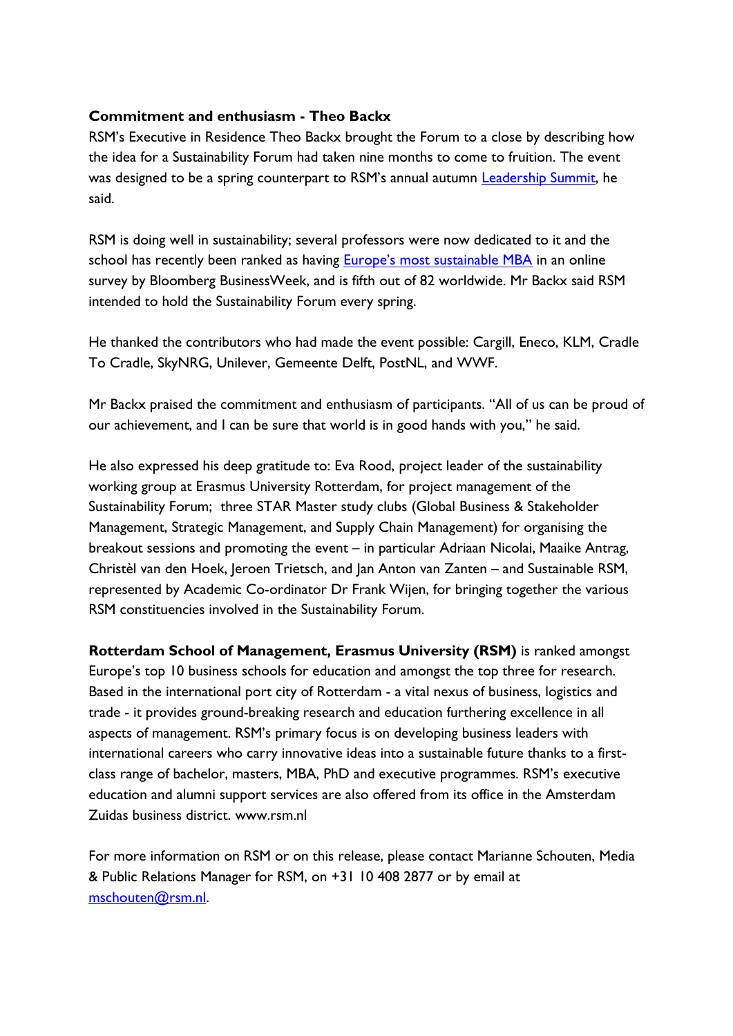**Commitment and enthusiasm - Theo Backx**

RSM's Executive in Residence Theo Backx brought the Forum to a close by describing how the idea for a Sustainability Forum had taken nine months to come to fruition. The event was designed to be a spring counterpart to RSM's annual autumn Leadership Summit, he said.

RSM is doing well in sustainability; several professors were now dedicated to it and the school has recently been ranked as having Europe's most sustainable MBA in an online survey by Bloomberg BusinessWeek, and is fifth out of 82 worldwide. Mr Backx said RSM intended to hold the Sustainability Forum every spring.

He thanked the contributors who had made the event possible: Cargill, Eneco, KLM, Cradle To Cradle, SkyNRG, Unilever, Gemeente Delft, PostNL, and WWF.

Mr Backx praised the commitment and enthusiasm of participants. "All of us can be proud of our achievement, and I can be sure that world is in good hands with you," he said.

He also expressed his deep gratitude to: Eva Rood, project leader of the sustainability working group at Erasmus University Rotterdam, for project management of the Sustainability Forum; three STAR Master study clubs (Global Business & Stakeholder Management, Strategic Management, and Supply Chain Management) for organising the breakout sessions and promoting the event – in particular Adriaan Nicolai, Maaike Antrag, Christèl van den Hoek, Jeroen Trietsch, and Jan Anton van Zanten – and Sustainable RSM, represented by Academic Co-ordinator Dr Frank Wijen, for bringing together the various RSM constituencies involved in the Sustainability Forum.

**Rotterdam School of Management, Erasmus University (RSM)** is ranked amongst Europe's top 10 business schools for education and amongst the top three for research. Based in the international port city of Rotterdam - a vital nexus of business, logistics and trade - it provides ground-breaking research and education furthering excellence in all aspects of management. RSM's primary focus is on developing business leaders with international careers who carry innovative ideas into a sustainable future thanks to a first-class range of bachelor, masters, MBA, PhD and executive programmes. RSM's executive education and alumni support services are also offered from its office in the Amsterdam Zuidas business district. www.rsm.nl

For more information on RSM or on this release, please contact Marianne Schouten, Media & Public Relations Manager for RSM, on +31 10 408 2877 or by email at mschouten@rsm.nl.